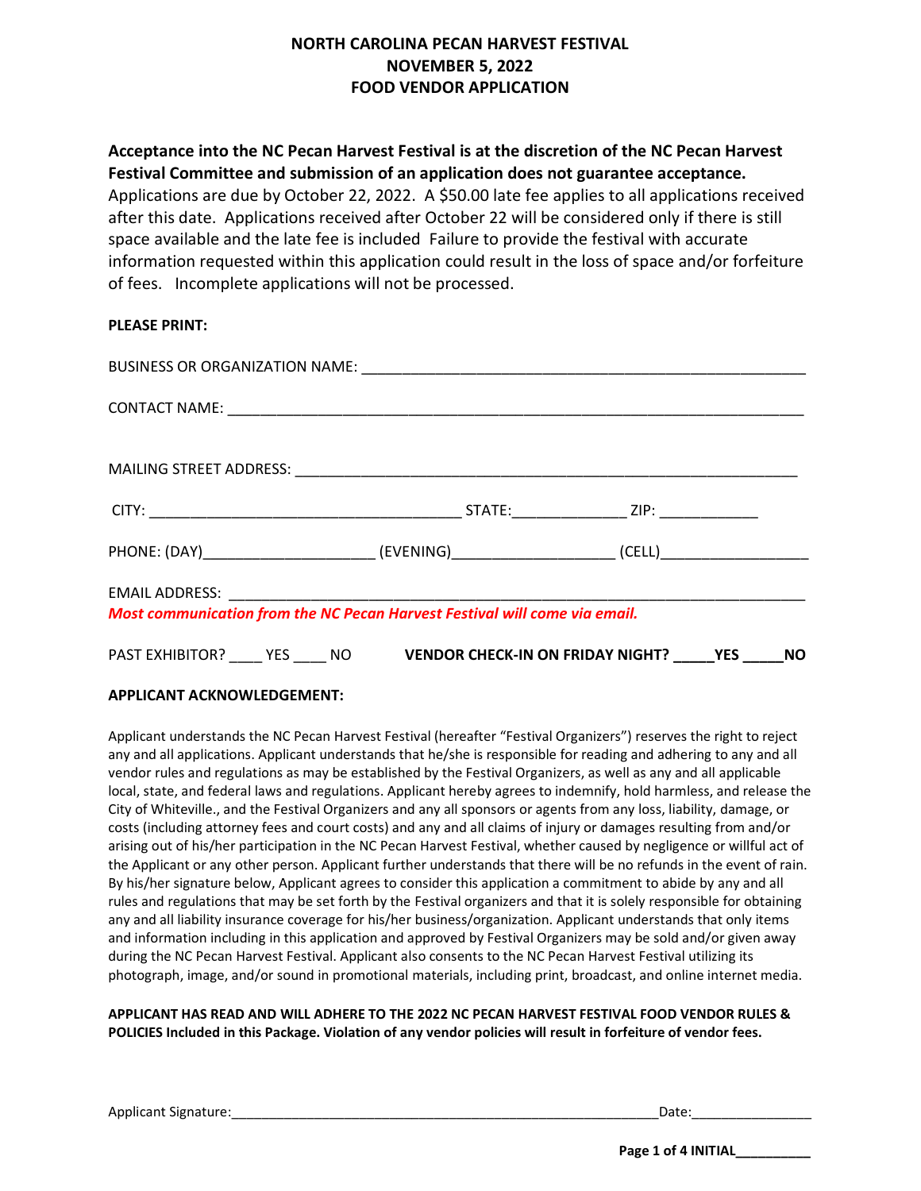# NORTH CAROLINA PECAN HARVEST FESTIVAL
## NOVEMBER 5, 2022
## FOOD VENDOR APPLICATION

**Acceptance into the NC Pecan Harvest Festival is at the discretion of the NC Pecan Harvest Festival Committee and submission of an application does not guarantee acceptance.** Applications are due by October 22, 2022. A $50.00 late fee applies to all applications received after this date. Applications received after October 22 will be considered only if there is still space available and the late fee is included Failure to provide the festival with accurate information requested within this application could result in the loss of space and/or forfeiture of fees. Incomplete applications will not be processed.

**PLEASE PRINT:**

BUSINESS OR ORGANIZATION NAME: ______________________________________________________

CONTACT NAME: ______________________________________________________________________

MAILING STREET ADDRESS: ____________________________________________________________

CITY: _____________________________________ STATE:_____________ ZIP: ____________

PHONE: (DAY)_____________________ (EVENING)___________________ (CELL)__________________

EMAIL ADDRESS: ______________________________________________________________________

***Most communication from the NC Pecan Harvest Festival will come via email.***

PAST EXHIBITOR? ____ YES ____ NO **VENDOR CHECK-IN ON FRIDAY NIGHT? _____YES _____NO**

**APPLICANT ACKNOWLEDGEMENT:**

Applicant understands the NC Pecan Harvest Festival (hereafter "Festival Organizers") reserves the right to reject any and all applications. Applicant understands that he/she is responsible for reading and adhering to any and all vendor rules and regulations as may be established by the Festival Organizers, as well as any and all applicable local, state, and federal laws and regulations. Applicant hereby agrees to indemnify, hold harmless, and release the City of Whiteville., and the Festival Organizers and any all sponsors or agents from any loss, liability, damage, or costs (including attorney fees and court costs) and any and all claims of injury or damages resulting from and/or arising out of his/her participation in the NC Pecan Harvest Festival, whether caused by negligence or willful act of the Applicant or any other person. Applicant further understands that there will be no refunds in the event of rain. By his/her signature below, Applicant agrees to consider this application a commitment to abide by any and all rules and regulations that may be set forth by the Festival organizers and that it is solely responsible for obtaining any and all liability insurance coverage for his/her business/organization. Applicant understands that only items and information including in this application and approved by Festival Organizers may be sold and/or given away during the NC Pecan Harvest Festival. Applicant also consents to the NC Pecan Harvest Festival utilizing its photograph, image, and/or sound in promotional materials, including print, broadcast, and online internet media.

**APPLICANT HAS READ AND WILL ADHERE TO THE 2022 NC PECAN HARVEST FESTIVAL FOOD VENDOR RULES & POLICIES Included in this Package. Violation of any vendor policies will result in forfeiture of vendor fees.**

Applicant Signature:_________________________________________________________Date:________________

**INITIAL__________**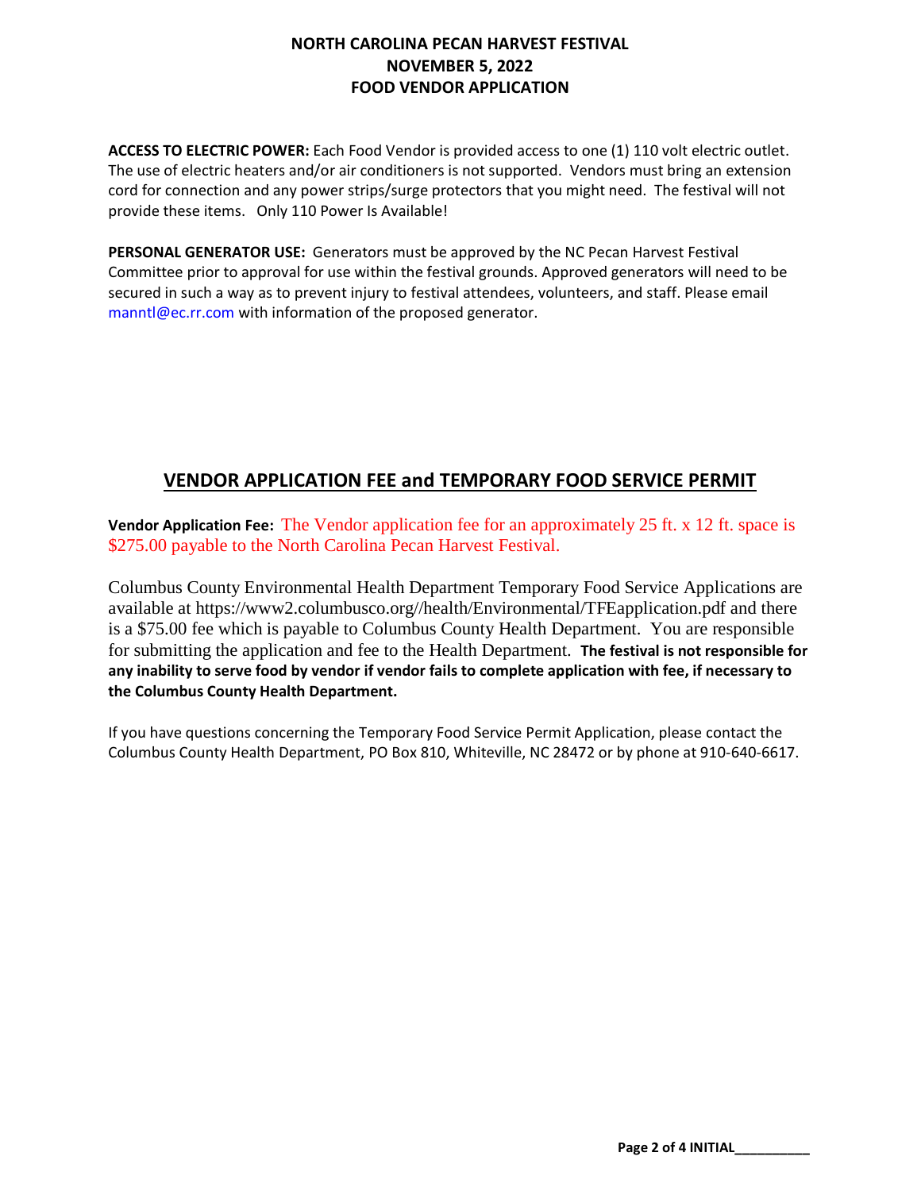**NORTH CAROLINA PECAN HARVEST FESTIVAL**
**NOVEMBER 5, 2022**
**FOOD VENDOR APPLICATION**

**ACCESS TO ELECTRIC POWER:** Each Food Vendor is provided access to one (1) 110 volt electric outlet. The use of electric heaters and/or air conditioners is not supported. Vendors must bring an extension cord for connection and any power strips/surge protectors that you might need. The festival will not provide these items. Only 110 Power Is Available!

**PERSONAL GENERATOR USE:** Generators must be approved by the NC Pecan Harvest Festival Committee prior to approval for use within the festival grounds. Approved generators will need to be secured in such a way as to prevent injury to festival attendees, volunteers, and staff. Please email manntl@ec.rr.com with information of the proposed generator.

## VENDOR APPLICATION FEE and TEMPORARY FOOD SERVICE PERMIT

**Vendor Application Fee:** The Vendor application fee for an approximately 25 ft. x 12 ft. space is $275.00 payable to the North Carolina Pecan Harvest Festival.

Columbus County Environmental Health Department Temporary Food Service Applications are available at https://www2.columbusco.org//health/Environmental/TFEapplication.pdf and there is a $75.00 fee which is payable to Columbus County Health Department. You are responsible for submitting the application and fee to the Health Department. **The festival is not responsible for any inability to serve food by vendor if vendor fails to complete application with fee, if necessary to the Columbus County Health Department.**

If you have questions concerning the Temporary Food Service Permit Application, please contact the Columbus County Health Department, PO Box 810, Whiteville, NC 28472 or by phone at 910-640-6617.

**INITIAL__________**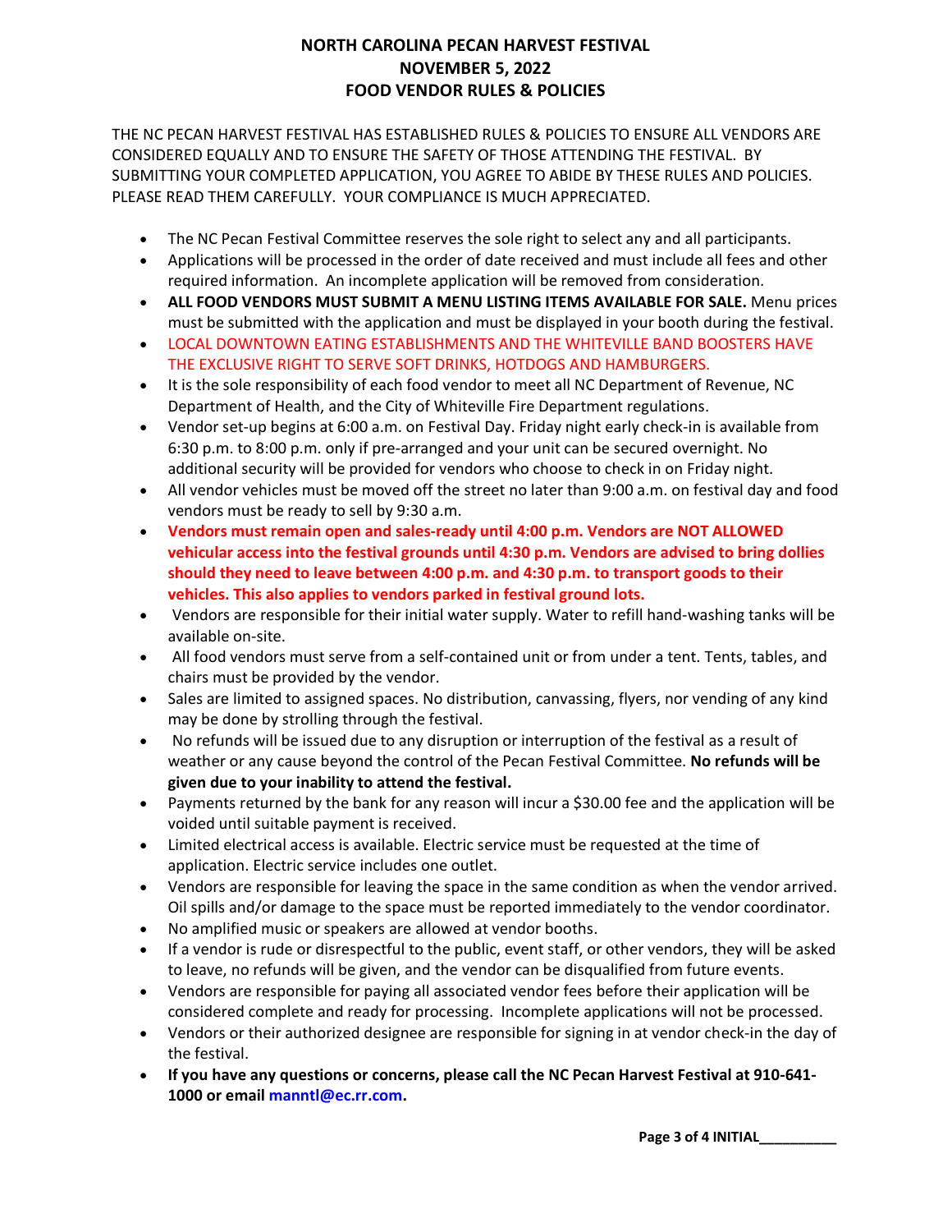# NORTH CAROLINA PECAN HARVEST FESTIVAL
## NOVEMBER 5, 2022
## FOOD VENDOR RULES & POLICIES

THE NC PECAN HARVEST FESTIVAL HAS ESTABLISHED RULES & POLICIES TO ENSURE ALL VENDORS ARE CONSIDERED EQUALLY AND TO ENSURE THE SAFETY OF THOSE ATTENDING THE FESTIVAL. BY SUBMITTING YOUR COMPLETED APPLICATION, YOU AGREE TO ABIDE BY THESE RULES AND POLICIES. PLEASE READ THEM CAREFULLY. YOUR COMPLIANCE IS MUCH APPRECIATED.

- The NC Pecan Festival Committee reserves the sole right to select any and all participants.
- Applications will be processed in the order of date received and must include all fees and other required information. An incomplete application will be removed from consideration.
- **ALL FOOD VENDORS MUST SUBMIT A MENU LISTING ITEMS AVAILABLE FOR SALE.** Menu prices must be submitted with the application and must be displayed in your booth during the festival.
- LOCAL DOWNTOWN EATING ESTABLISHMENTS AND THE WHITEVILLE BAND BOOSTERS HAVE THE EXCLUSIVE RIGHT TO SERVE SOFT DRINKS, HOTDOGS AND HAMBURGERS.
- It is the sole responsibility of each food vendor to meet all NC Department of Revenue, NC Department of Health, and the City of Whiteville Fire Department regulations.
- Vendor set-up begins at 6:00 a.m. on Festival Day. Friday night early check-in is available from 6:30 p.m. to 8:00 p.m. only if pre-arranged and your unit can be secured overnight. No additional security will be provided for vendors who choose to check in on Friday night.
- All vendor vehicles must be moved off the street no later than 9:00 a.m. on festival day and food vendors must be ready to sell by 9:30 a.m.
- **Vendors must remain open and sales-ready until 4:00 p.m. Vendors are NOT ALLOWED vehicular access into the festival grounds until 4:30 p.m. Vendors are advised to bring dollies should they need to leave between 4:00 p.m. and 4:30 p.m. to transport goods to their vehicles. This also applies to vendors parked in festival ground lots.**
- Vendors are responsible for their initial water supply. Water to refill hand-washing tanks will be available on-site.
- All food vendors must serve from a self-contained unit or from under a tent. Tents, tables, and chairs must be provided by the vendor.
- Sales are limited to assigned spaces. No distribution, canvassing, flyers, nor vending of any kind may be done by strolling through the festival.
- No refunds will be issued due to any disruption or interruption of the festival as a result of weather or any cause beyond the control of the Pecan Festival Committee. **No refunds will be given due to your inability to attend the festival.**
- Payments returned by the bank for any reason will incur a $30.00 fee and the application will be voided until suitable payment is received.
- Limited electrical access is available. Electric service must be requested at the time of application. Electric service includes one outlet.
- Vendors are responsible for leaving the space in the same condition as when the vendor arrived. Oil spills and/or damage to the space must be reported immediately to the vendor coordinator.
- No amplified music or speakers are allowed at vendor booths.
- If a vendor is rude or disrespectful to the public, event staff, or other vendors, they will be asked to leave, no refunds will be given, and the vendor can be disqualified from future events.
- Vendors are responsible for paying all associated vendor fees before their application will be considered complete and ready for processing. Incomplete applications will not be processed.
- Vendors or their authorized designee are responsible for signing in at vendor check-in the day of the festival.
- **If you have any questions or concerns, please call the NC Pecan Harvest Festival at 910-641-1000 or email manntl@ec.rr.com.**

**INITIAL__________**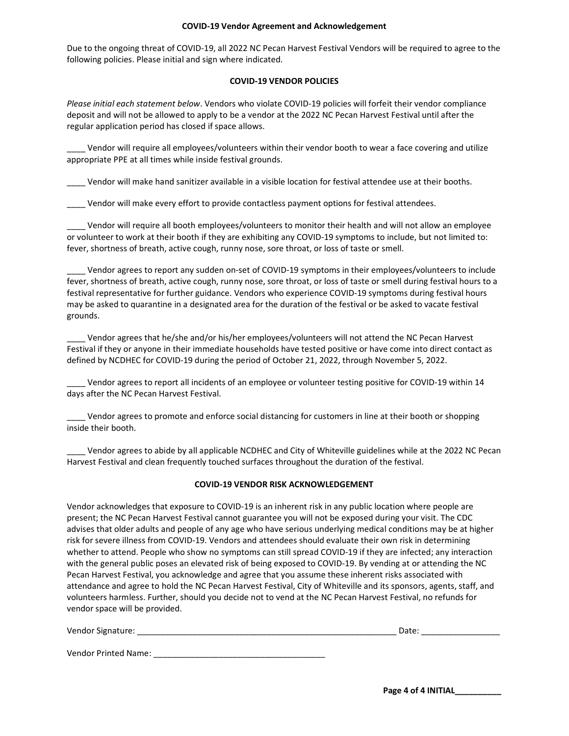## COVID-19 Vendor Agreement and Acknowledgement

Due to the ongoing threat of COVID-19, all 2022 NC Pecan Harvest Festival Vendors will be required to agree to the following policies. Please initial and sign where indicated.

### COVID-19 VENDOR POLICIES

*Please initial each statement below*. Vendors who violate COVID-19 policies will forfeit their vendor compliance deposit and will not be allowed to apply to be a vendor at the 2022 NC Pecan Harvest Festival until after the regular application period has closed if space allows.

____ Vendor will require all employees/volunteers within their vendor booth to wear a face covering and utilize appropriate PPE at all times while inside festival grounds.

____ Vendor will make hand sanitizer available in a visible location for festival attendee use at their booths.

____ Vendor will make every effort to provide contactless payment options for festival attendees.

____ Vendor will require all booth employees/volunteers to monitor their health and will not allow an employee or volunteer to work at their booth if they are exhibiting any COVID-19 symptoms to include, but not limited to: fever, shortness of breath, active cough, runny nose, sore throat, or loss of taste or smell.

____ Vendor agrees to report any sudden on-set of COVID-19 symptoms in their employees/volunteers to include fever, shortness of breath, active cough, runny nose, sore throat, or loss of taste or smell during festival hours to a festival representative for further guidance. Vendors who experience COVID-19 symptoms during festival hours may be asked to quarantine in a designated area for the duration of the festival or be asked to vacate festival grounds.

____ Vendor agrees that he/she and/or his/her employees/volunteers will not attend the NC Pecan Harvest Festival if they or anyone in their immediate households have tested positive or have come into direct contact as defined by NCDHEC for COVID-19 during the period of October 21, 2022, through November 5, 2022.

____ Vendor agrees to report all incidents of an employee or volunteer testing positive for COVID-19 within 14 days after the NC Pecan Harvest Festival.

____ Vendor agrees to promote and enforce social distancing for customers in line at their booth or shopping inside their booth.

____ Vendor agrees to abide by all applicable NCDHEC and City of Whiteville guidelines while at the 2022 NC Pecan Harvest Festival and clean frequently touched surfaces throughout the duration of the festival.

### COVID-19 VENDOR RISK ACKNOWLEDGEMENT

Vendor acknowledges that exposure to COVID-19 is an inherent risk in any public location where people are present; the NC Pecan Harvest Festival cannot guarantee you will not be exposed during your visit. The CDC advises that older adults and people of any age who have serious underlying medical conditions may be at higher risk for severe illness from COVID-19. Vendors and attendees should evaluate their own risk in determining whether to attend. People who show no symptoms can still spread COVID-19 if they are infected; any interaction with the general public poses an elevated risk of being exposed to COVID-19. By vending at or attending the NC Pecan Harvest Festival, you acknowledge and agree that you assume these inherent risks associated with attendance and agree to hold the NC Pecan Harvest Festival, City of Whiteville and its sponsors, agents, staff, and volunteers harmless. Further, should you decide not to vend at the NC Pecan Harvest Festival, no refunds for vendor space will be provided.

Vendor Signature: ____________________________________________________________ Date: _________________

Vendor Printed Name: ______________________________________

**INITIAL__________**